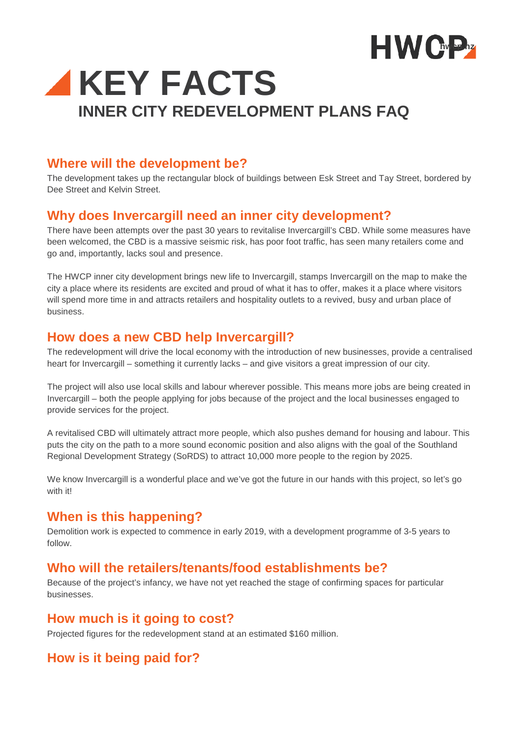# KEY FACTS

## INNER CITY REDEVELOPMENT PLANS FAQ

### Where will the development be?

The development takes up the rectangular block of buildings between Esk Street and Tay Street, bordered by Dee Street and Kelvin Street.

### Why does Invercargill need an inner city development?

There have been attempts over the past 30 years to revitalise Invercargill's CBD. While some measures have been welcomed, the CBD is a massive seismic risk, has poor foot traffic, has seen many retailers come and go and, importantly, lacks soul and presence.

The HWCP inner city development brings new life to Invercargill, stamps Invercargill on the map to make the city a place where its residents are excited and proud of what it has to offer, makes it a place where visitors will spend more time in and attracts retailers and hospitality outlets to a revived, busy and urban place of business.

### How does a new CBD help Invercargill?

The redevelopment will drive the local economy with the introduction of new businesses, provide a centralised heart for Invercargill – something it currently lacks – and give visitors a great impression of our city.

The project will also use local skills and labour wherever possible. This means more jobs are being created in Invercargill – both the people applying for jobs because of the project and the local businesses engaged to provide services for the project.

A revitalised CBD will ultimately attract more people, which also pushes demand for housing and labour. This puts the city on the path to a more sound economic position and also aligns with the goal of the Southland Regional Development Strategy (SoRDS) to attract 10,000 more people to the region by 2025.

We know Invercargill is a wonderful place and we've got the future in our hands with this project, so let's go with it!

### When is this happening?

Demolition work is expected to commence in early 2019, with a development programme of 3-5 years to follow.

### Who will the retailers/tenants/food establishments be?

Because of the project's infancy, we have not yet reached the stage of confirming spaces for particular businesses.

### How much is it going to cost?

Projected figures for the redevelopment stand at an estimated $160 million.

### How is it being paid for?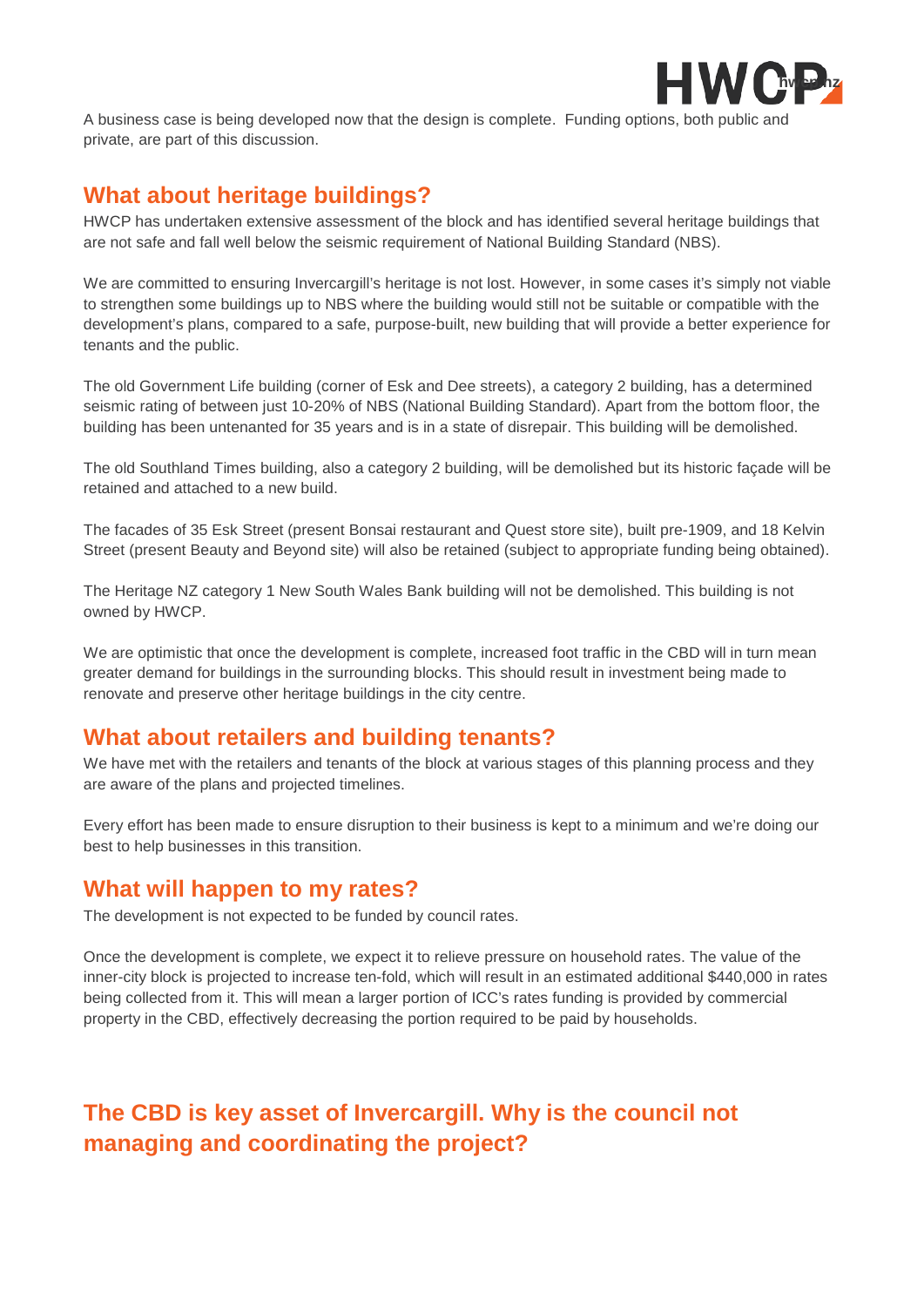A business case is being developed now that the design is complete. Funding options, both public and private, are part of this discussion.

## What about heritage buildings?

HWCP has undertaken extensive assessment of the block and has identified several heritage buildings that are not safe and fall well below the seismic requirement of National Building Standard (NBS).

We are committed to ensuring Invercargill's heritage is not lost. However, in some cases it's simply not viable to strengthen some buildings up to NBS where the building would still not be suitable or compatible with the development's plans, compared to a safe, purpose-built, new building that will provide a better experience for tenants and the public.

The old Government Life building (corner of Esk and Dee streets), a category 2 building, has a determined seismic rating of between just 10-20% of NBS (National Building Standard). Apart from the bottom floor, the building has been untenanted for 35 years and is in a state of disrepair. This building will be demolished.

The old Southland Times building, also a category 2 building, will be demolished but its historic façade will be retained and attached to a new build.

The facades of 35 Esk Street (present Bonsai restaurant and Quest store site), built pre-1909, and 18 Kelvin Street (present Beauty and Beyond site) will also be retained (subject to appropriate funding being obtained).

The Heritage NZ category 1 New South Wales Bank building will not be demolished. This building is not owned by HWCP.

We are optimistic that once the development is complete, increased foot traffic in the CBD will in turn mean greater demand for buildings in the surrounding blocks. This should result in investment being made to renovate and preserve other heritage buildings in the city centre.

## What about retailers and building tenants?

We have met with the retailers and tenants of the block at various stages of this planning process and they are aware of the plans and projected timelines.

Every effort has been made to ensure disruption to their business is kept to a minimum and we're doing our best to help businesses in this transition.

## What will happen to my rates?

The development is not expected to be funded by council rates.

Once the development is complete, we expect it to relieve pressure on household rates. The value of the inner-city block is projected to increase ten-fold, which will result in an estimated additional $440,000 in rates being collected from it. This will mean a larger portion of ICC's rates funding is provided by commercial property in the CBD, effectively decreasing the portion required to be paid by households.

## The CBD is key asset of Invercargill. Why is the council not managing and coordinating the project?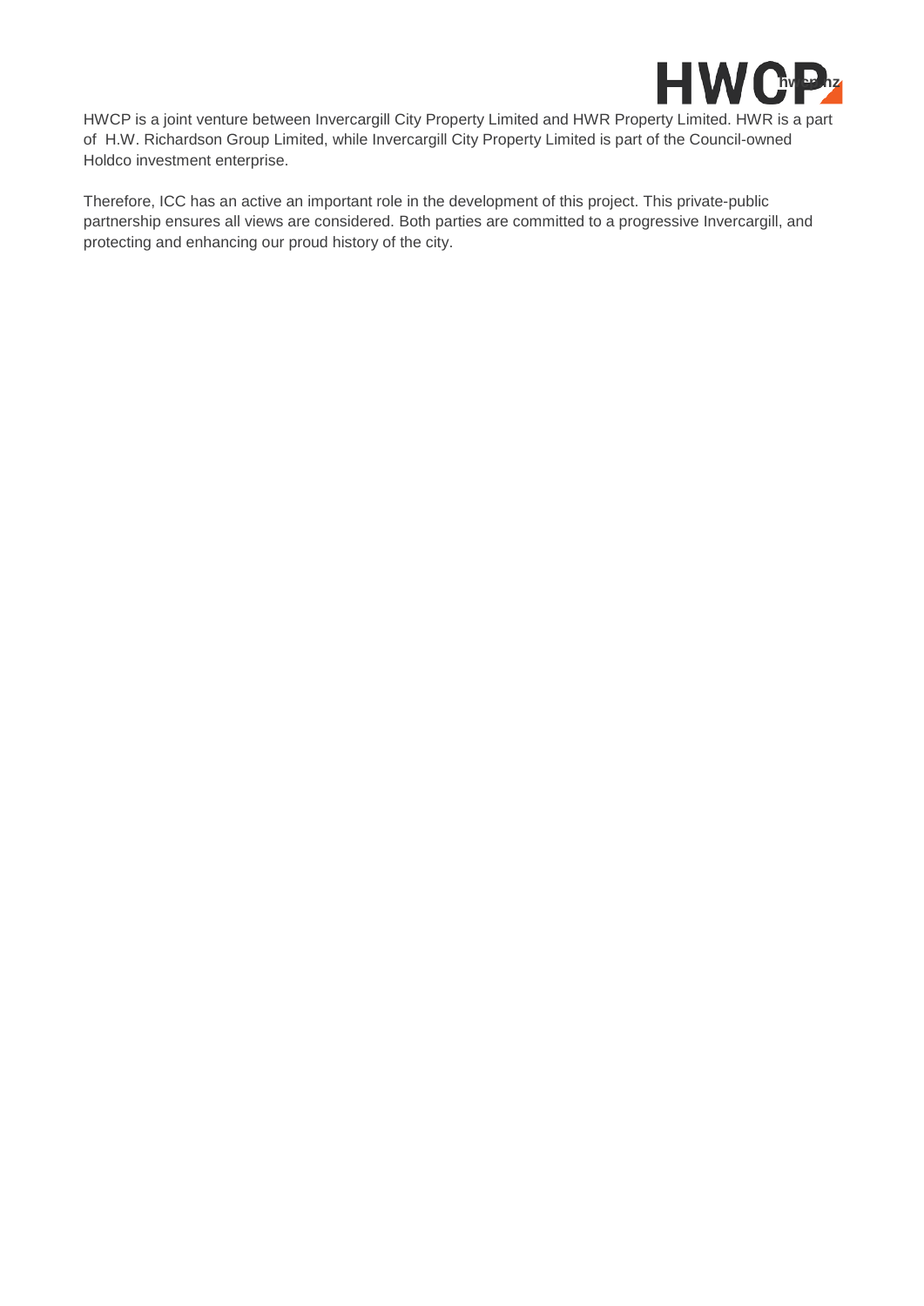HWCP is a joint venture between Invercargill City Property Limited and HWR Property Limited. HWR is a part of H.W. Richardson Group Limited, while Invercargill City Property Limited is part of the Council-owned Holdco investment enterprise.

Therefore, ICC has an active an important role in the development of this project. This private-public partnership ensures all views are considered. Both parties are committed to a progressive Invercargill, and protecting and enhancing our proud history of the city.